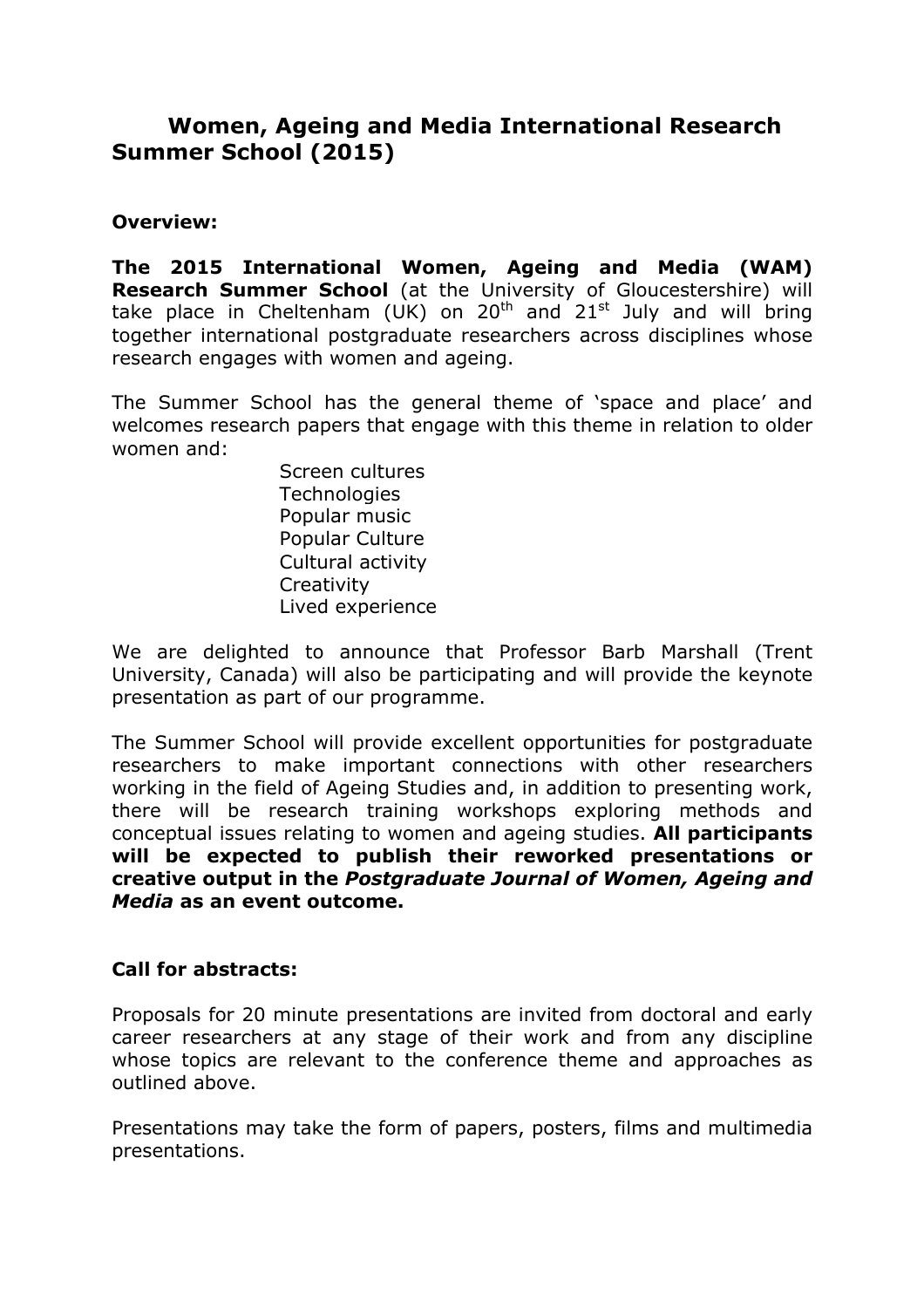# Women, Ageing and Media International Research Summer School (2015)

**Overview:**

**The 2015 International Women, Ageing and Media (WAM) Research Summer School** (at the University of Gloucestershire) will take place in Cheltenham (UK) on 20th and 21st July and will bring together international postgraduate researchers across disciplines whose research engages with women and ageing.

The Summer School has the general theme of 'space and place' and welcomes research papers that engage with this theme in relation to older women and:

- Screen cultures
- Technologies
- Popular music
- Popular Culture
- Cultural activity
- Creativity
- Lived experience

We are delighted to announce that Professor Barb Marshall (Trent University, Canada) will also be participating and will provide the keynote presentation as part of our programme.

The Summer School will provide excellent opportunities for postgraduate researchers to make important connections with other researchers working in the field of Ageing Studies and, in addition to presenting work, there will be research training workshops exploring methods and conceptual issues relating to women and ageing studies. **All participants will be expected to publish their reworked presentations or creative output in the *Postgraduate Journal of Women, Ageing and Media* as an event outcome.**

**Call for abstracts:**

Proposals for 20 minute presentations are invited from doctoral and early career researchers at any stage of their work and from any discipline whose topics are relevant to the conference theme and approaches as outlined above.

Presentations may take the form of papers, posters, films and multimedia presentations.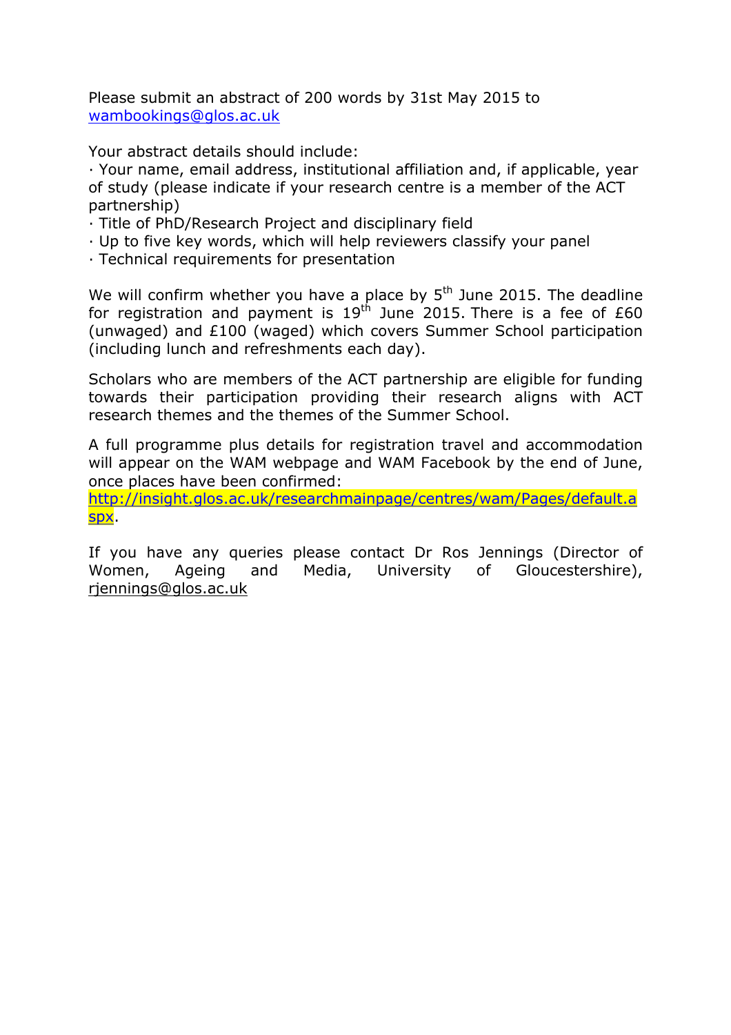Please submit an abstract of 200 words by 31st May 2015 to wambookings@glos.ac.uk

Your abstract details should include:

- Your name, email address, institutional affiliation and, if applicable, year of study (please indicate if your research centre is a member of the ACT partnership)
- Title of PhD/Research Project and disciplinary field
- Up to five key words, which will help reviewers classify your panel
- Technical requirements for presentation

We will confirm whether you have a place by 5th June 2015. The deadline for registration and payment is 19th June 2015. There is a fee of £60 (unwaged) and £100 (waged) which covers Summer School participation (including lunch and refreshments each day).

Scholars who are members of the ACT partnership are eligible for funding towards their participation providing their research aligns with ACT research themes and the themes of the Summer School.

A full programme plus details for registration travel and accommodation will appear on the WAM webpage and WAM Facebook by the end of June, once places have been confirmed: http://insight.glos.ac.uk/researchmainpage/centres/wam/Pages/default.aspx.

If you have any queries please contact Dr Ros Jennings (Director of Women, Ageing and Media, University of Gloucestershire), rjennings@glos.ac.uk